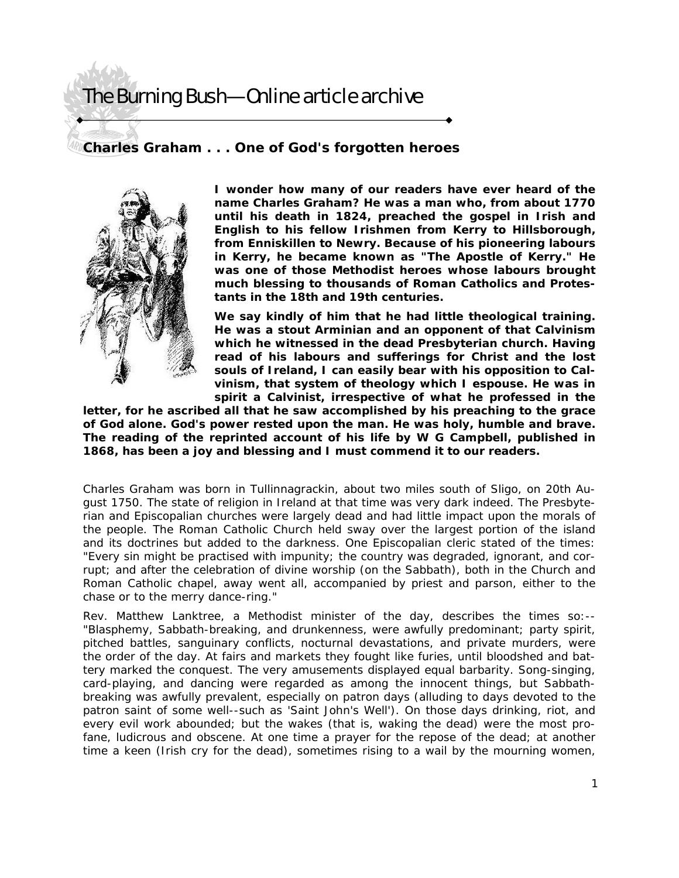# The Burning Bush—Online article archive

## Charles Graham . . . One of God's forgotten heroes

**I wonder how many of our readers have ever heard of the name Charles Graham? He was a man who, from about 1770 until his death in 1824, preached the gospel in Irish and English to his fellow Irishmen from Kerry to Hillsborough, from Enniskillen to Newry. Because of his pioneering labours in Kerry, he became known as "The Apostle of Kerry." He was one of those Methodist heroes whose labours brought much blessing to thousands of Roman Catholics and Protestants in the 18th and 19th centuries.**

**We say kindly of him that he had little theological training. He was a stout Arminian and an opponent of that Calvinism which he witnessed in the dead Presbyterian church. Having read of his labours and sufferings for Christ and the lost souls of Ireland, I can easily bear with his opposition to Calvinism, that system of theology which I espouse. He was in spirit a Calvinist, irrespective of what he professed in the letter, for he ascribed all that he saw accomplished by his preaching to the grace of God alone. God's power rested upon the man. He was holy, humble and brave. The reading of the reprinted account of his life by W G Campbell, published in 1868, has been a joy and blessing and I must commend it to our readers.**

Charles Graham was born in Tullinnagrackin, about two miles south of Sligo, on 20th August 1750. The state of religion in Ireland at that time was very dark indeed. The Presbyterian and Episcopalian churches were largely dead and had little impact upon the morals of the people. The Roman Catholic Church held sway over the largest portion of the island and its doctrines but added to the darkness. One Episcopalian cleric stated of the times: "Every sin might be practised with impunity; the country was degraded, ignorant, and corrupt; and after the celebration of divine worship (on the Sabbath), both in the Church and Roman Catholic chapel, away went all, accompanied by priest and parson, either to the chase or to the merry dance-ring."

Rev. Matthew Lanktree, a Methodist minister of the day, describes the times so:--"Blasphemy, Sabbath-breaking, and drunkenness, were awfully predominant; party spirit, pitched battles, sanguinary conflicts, nocturnal devastations, and private murders, were the order of the day. At fairs and markets they fought like furies, until bloodshed and battery marked the conquest. The very amusements displayed equal barbarity. Song-singing, card-playing, and dancing were regarded as among the innocent things, but Sabbath-breaking was awfully prevalent, especially on patron days (alluding to days devoted to the patron saint of some well--such as 'Saint John's Well'). On those days drinking, riot, and every evil work abounded; but the wakes (that is, waking the dead) were the most profane, ludicrous and obscene. At one time a prayer for the repose of the dead; at another time a keen (Irish cry for the dead), sometimes rising to a wail by the mourning women,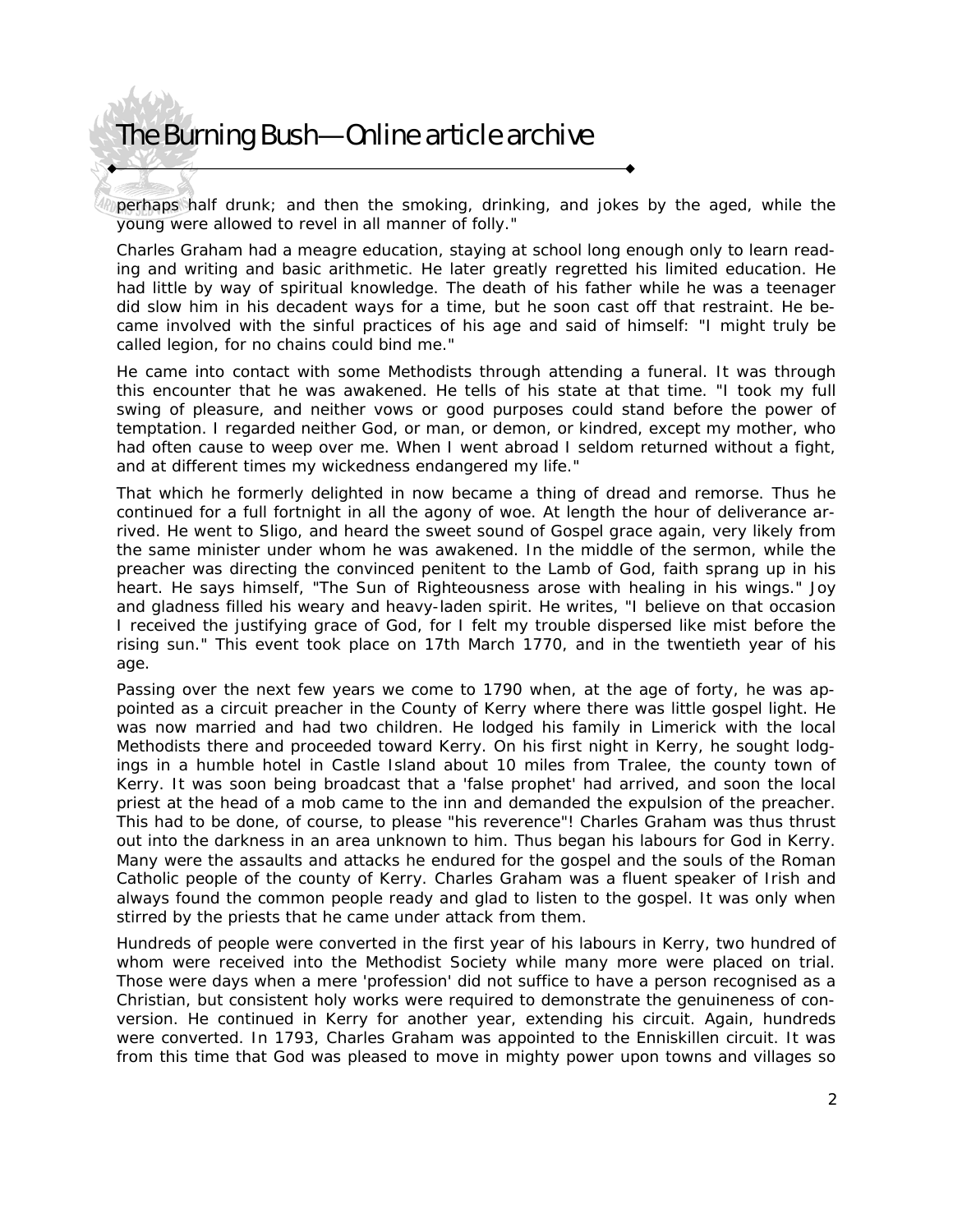perhaps half drunk; and then the smoking, drinking, and jokes by the aged, while the young were allowed to revel in all manner of folly."

Charles Graham had a meagre education, staying at school long enough only to learn reading and writing and basic arithmetic. He later greatly regretted his limited education. He had little by way of spiritual knowledge. The death of his father while he was a teenager did slow him in his decadent ways for a time, but he soon cast off that restraint. He became involved with the sinful practices of his age and said of himself: "I might truly be called legion, for no chains could bind me."

He came into contact with some Methodists through attending a funeral. It was through this encounter that he was awakened. He tells of his state at that time. "I took my full swing of pleasure, and neither vows or good purposes could stand before the power of temptation. I regarded neither God, or man, or demon, or kindred, except my mother, who had often cause to weep over me. When I went abroad I seldom returned without a fight, and at different times my wickedness endangered my life."

That which he formerly delighted in now became a thing of dread and remorse. Thus he continued for a full fortnight in all the agony of woe. At length the hour of deliverance arrived. He went to Sligo, and heard the sweet sound of Gospel grace again, very likely from the same minister under whom he was awakened. In the middle of the sermon, while the preacher was directing the convinced penitent to the Lamb of God, faith sprang up in his heart. He says himself, "The Sun of Righteousness arose with healing in his wings." Joy and gladness filled his weary and heavy-laden spirit. He writes, "I believe on that occasion I received the justifying grace of God, for I felt my trouble dispersed like mist before the rising sun." This event took place on 17th March 1770, and in the twentieth year of his age.

Passing over the next few years we come to 1790 when, at the age of forty, he was appointed as a circuit preacher in the County of Kerry where there was little gospel light. He was now married and had two children. He lodged his family in Limerick with the local Methodists there and proceeded toward Kerry. On his first night in Kerry, he sought lodgings in a humble hotel in Castle Island about 10 miles from Tralee, the county town of Kerry. It was soon being broadcast that a 'false prophet' had arrived, and soon the local priest at the head of a mob came to the inn and demanded the expulsion of the preacher. This had to be done, of course, to please "his reverence"! Charles Graham was thus thrust out into the darkness in an area unknown to him. Thus began his labours for God in Kerry. Many were the assaults and attacks he endured for the gospel and the souls of the Roman Catholic people of the county of Kerry. Charles Graham was a fluent speaker of Irish and always found the common people ready and glad to listen to the gospel. It was only when stirred by the priests that he came under attack from them.

Hundreds of people were converted in the first year of his labours in Kerry, two hundred of whom were received into the Methodist Society while many more were placed on trial. Those were days when a mere 'profession' did not suffice to have a person recognised as a Christian, but consistent holy works were required to demonstrate the genuineness of conversion. He continued in Kerry for another year, extending his circuit. Again, hundreds were converted. In 1793, Charles Graham was appointed to the Enniskillen circuit. It was from this time that God was pleased to move in mighty power upon towns and villages so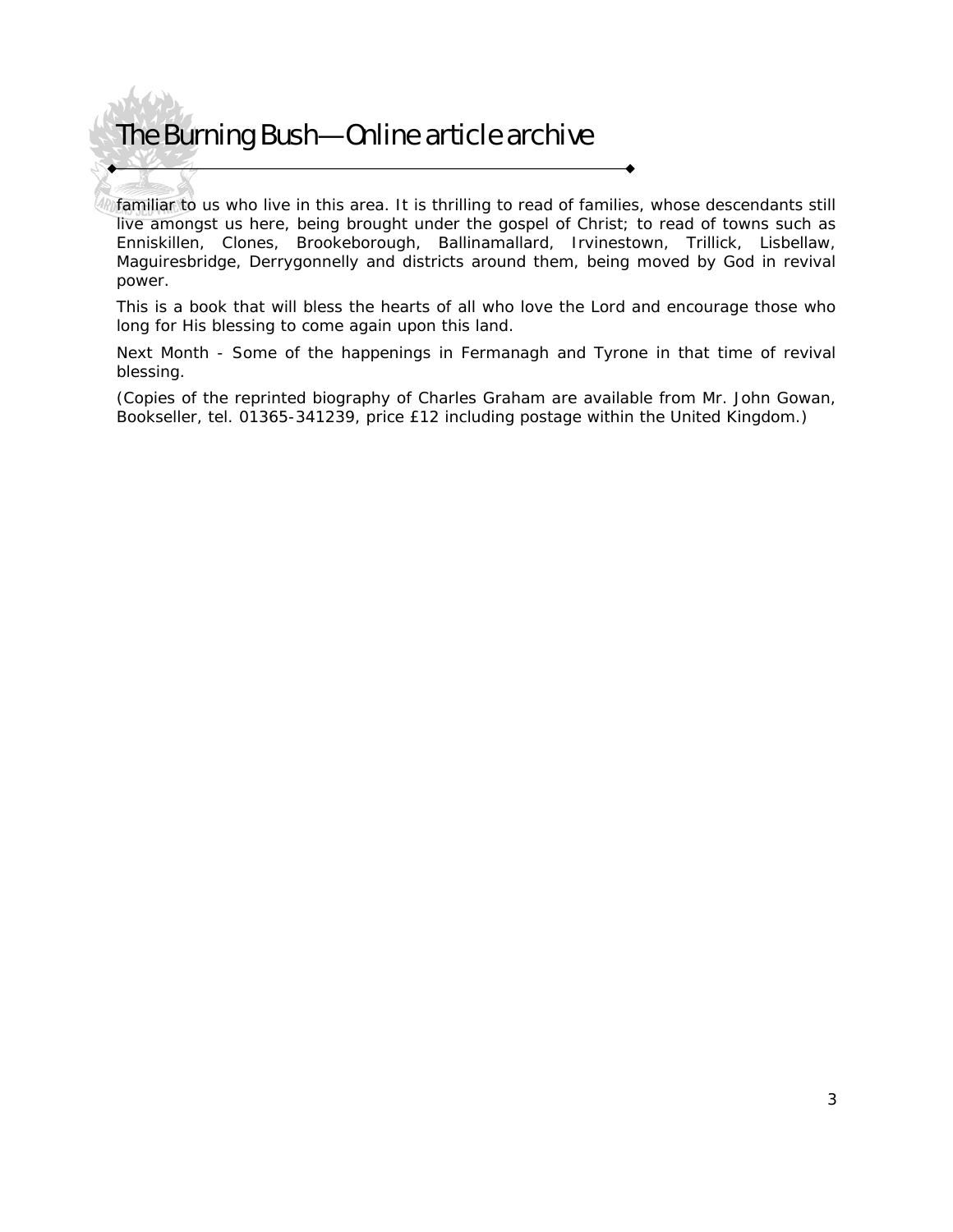familiar to us who live in this area. It is thrilling to read of families, whose descendants still live amongst us here, being brought under the gospel of Christ; to read of towns such as Enniskillen, Clones, Brookeborough, Ballinamallard, Irvinestown, Trillick, Lisbellaw, Maguiresbridge, Derrygonnelly and districts around them, being moved by God in revival power.

This is a book that will bless the hearts of all who love the Lord and encourage those who long for His blessing to come again upon this land.

Next Month - Some of the happenings in Fermanagh and Tyrone in that time of revival blessing.

(Copies of the reprinted biography of Charles Graham are available from Mr. John Gowan, Bookseller, tel. 01365-341239, price £12 including postage within the United Kingdom.)